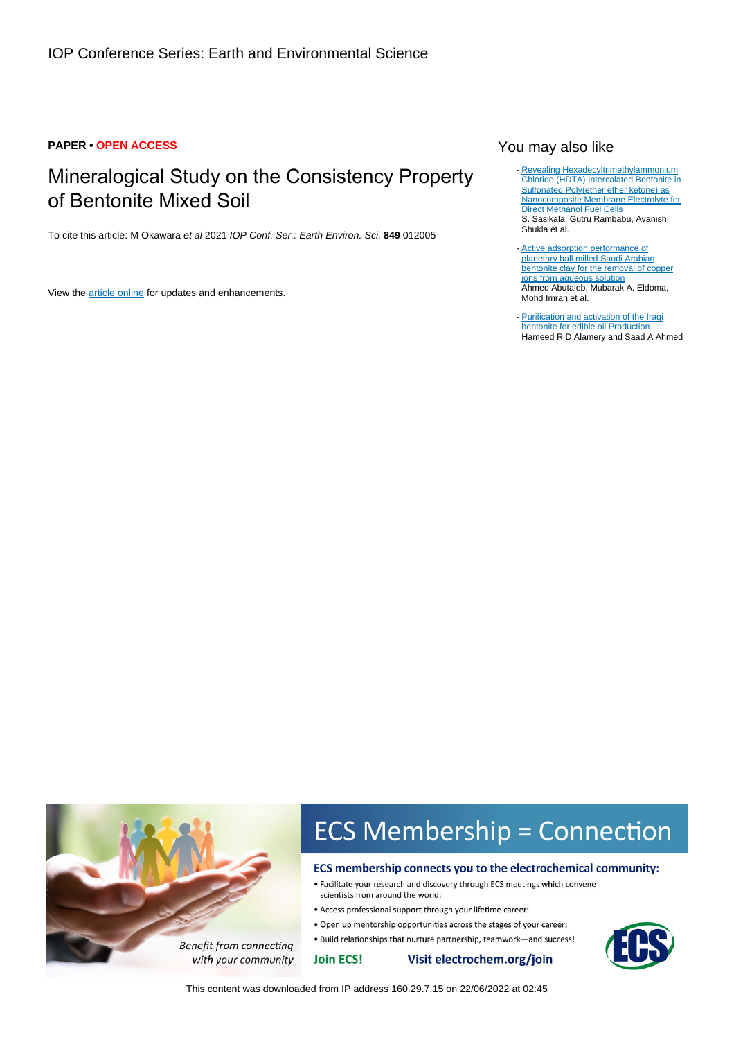PAPER • OPEN ACCESS

# Mineralogical Study on the Consistency Property of Bentonite Mixed Soil

To cite this article: M Okawara *et al* 2021 *IOP Conf. Ser.: Earth Environ. Sci.* **849** 012005

View the article online for updates and enhancements.

## You may also like

- Revealing Hexadecyltrimethylammonium Chloride (HDTA) Intercalated Bentonite in Sulfonated Poly(ether ether ketone) as Nanocomposite Membrane Electrolyte for Direct Methanol Fuel Cells
S. Sasikala, Gutru Rambabu, Avanish Shukla et al.

- Active adsorption performance of planetary ball milled Saudi Arabian bentonite clay for the removal of copper ions from aqueous solution
Ahmed Abutaleb, Mubarak A. Eldoma, Mohd Imran et al.

- Purification and activation of the Iraqi bentonite for edible oil Production
Hameed R D Alamery and Saad A Ahmed

This content was downloaded from IP address 160.29.7.15 on 22/06/2022 at 02:45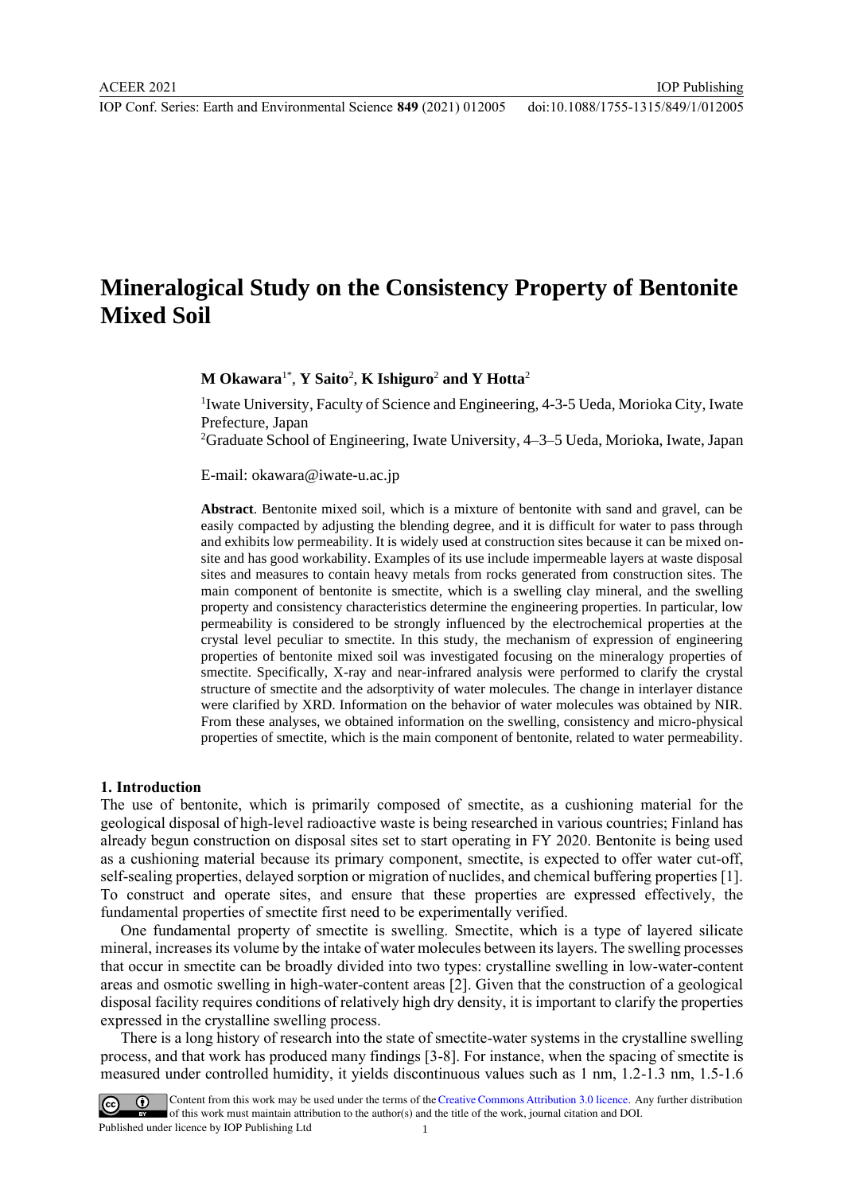# Mineralogical Study on the Consistency Property of Bentonite Mixed Soil

**M Okawara**[1*], **Y Saito**[2], **K Ishiguro**[2] **and Y Hotta**[2]

[1]Iwate University, Faculty of Science and Engineering, 4-3-5 Ueda, Morioka City, Iwate Prefecture, Japan

[2]Graduate School of Engineering, Iwate University, 4–3–5 Ueda, Morioka, Iwate, Japan

E-mail: okawara@iwate-u.ac.jp

**Abstract**. Bentonite mixed soil, which is a mixture of bentonite with sand and gravel, can be easily compacted by adjusting the blending degree, and it is difficult for water to pass through and exhibits low permeability. It is widely used at construction sites because it can be mixed on-site and has good workability. Examples of its use include impermeable layers at waste disposal sites and measures to contain heavy metals from rocks generated from construction sites. The main component of bentonite is smectite, which is a swelling clay mineral, and the swelling property and consistency characteristics determine the engineering properties. In particular, low permeability is considered to be strongly influenced by the electrochemical properties at the crystal level peculiar to smectite. In this study, the mechanism of expression of engineering properties of bentonite mixed soil was investigated focusing on the mineralogy properties of smectite. Specifically, X-ray and near-infrared analysis were performed to clarify the crystal structure of smectite and the adsorptivity of water molecules. The change in interlayer distance were clarified by XRD. Information on the behavior of water molecules was obtained by NIR. From these analyses, we obtained information on the swelling, consistency and micro-physical properties of smectite, which is the main component of bentonite, related to water permeability.

## 1. Introduction

The use of bentonite, which is primarily composed of smectite, as a cushioning material for the geological disposal of high-level radioactive waste is being researched in various countries; Finland has already begun construction on disposal sites set to start operating in FY 2020. Bentonite is being used as a cushioning material because its primary component, smectite, is expected to offer water cut-off, self-sealing properties, delayed sorption or migration of nuclides, and chemical buffering properties [1]. To construct and operate sites, and ensure that these properties are expressed effectively, the fundamental properties of smectite first need to be experimentally verified.

One fundamental property of smectite is swelling. Smectite, which is a type of layered silicate mineral, increases its volume by the intake of water molecules between its layers. The swelling processes that occur in smectite can be broadly divided into two types: crystalline swelling in low-water-content areas and osmotic swelling in high-water-content areas [2]. Given that the construction of a geological disposal facility requires conditions of relatively high dry density, it is important to clarify the properties expressed in the crystalline swelling process.

There is a long history of research into the state of smectite-water systems in the crystalline swelling process, and that work has produced many findings [3-8]. For instance, when the spacing of smectite is measured under controlled humidity, it yields discontinuous values such as 1 nm, 1.2-1.3 nm, 1.5-1.6

Content from this work may be used under the terms of the Creative Commons Attribution 3.0 licence. Any further distribution of this work must maintain attribution to the author(s) and the title of the work, journal citation and DOI.

Published under licence by IOP Publishing Ltd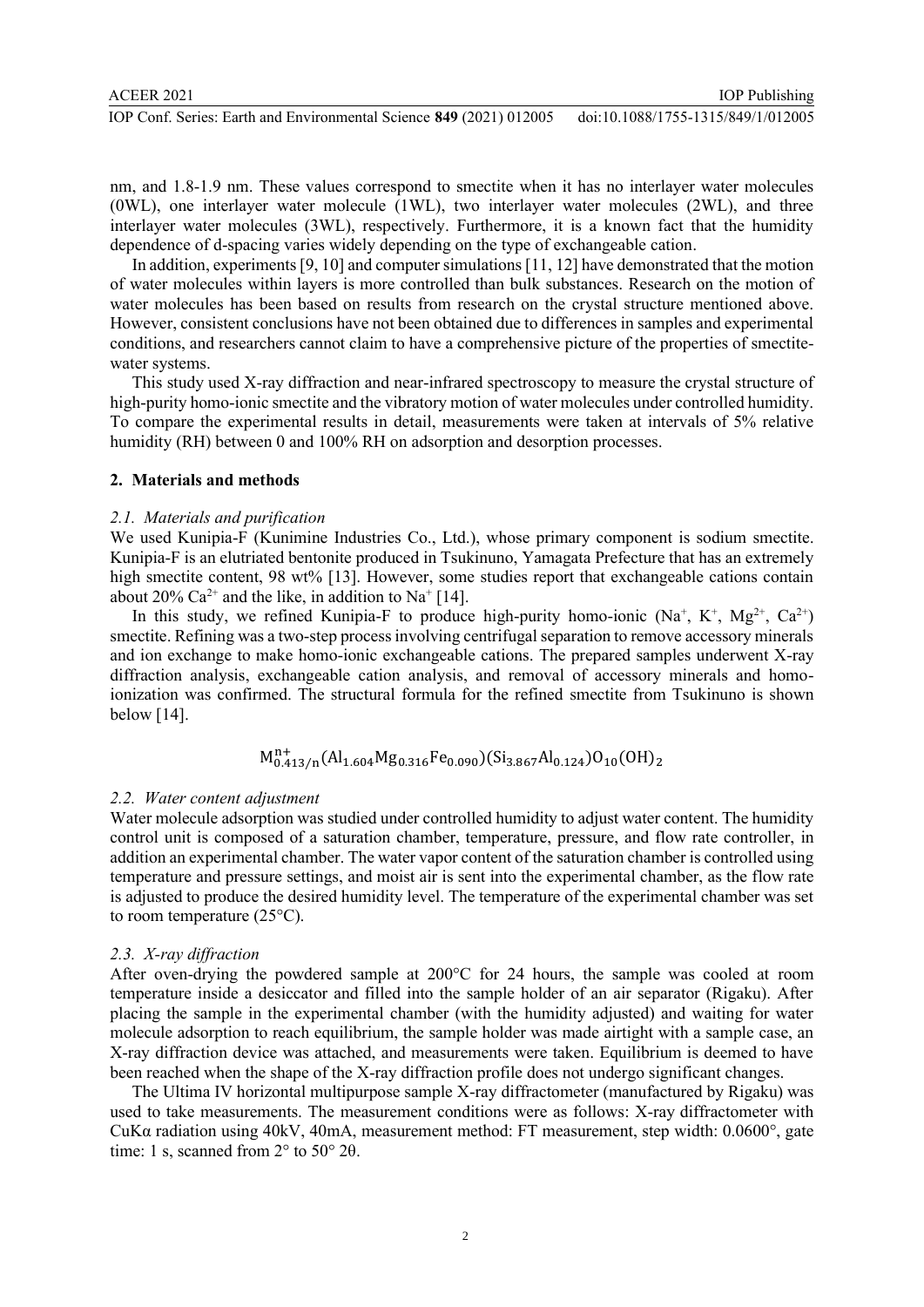nm, and 1.8-1.9 nm. These values correspond to smectite when it has no interlayer water molecules (0WL), one interlayer water molecule (1WL), two interlayer water molecules (2WL), and three interlayer water molecules (3WL), respectively. Furthermore, it is a known fact that the humidity dependence of d-spacing varies widely depending on the type of exchangeable cation.

In addition, experiments [9, 10] and computer simulations [11, 12] have demonstrated that the motion of water molecules within layers is more controlled than bulk substances. Research on the motion of water molecules has been based on results from research on the crystal structure mentioned above. However, consistent conclusions have not been obtained due to differences in samples and experimental conditions, and researchers cannot claim to have a comprehensive picture of the properties of smectite-water systems.

This study used X-ray diffraction and near-infrared spectroscopy to measure the crystal structure of high-purity homo-ionic smectite and the vibratory motion of water molecules under controlled humidity. To compare the experimental results in detail, measurements were taken at intervals of 5% relative humidity (RH) between 0 and 100% RH on adsorption and desorption processes.

## 2. Materials and methods

### 2.1. Materials and purification

We used Kunipia-F (Kunimine Industries Co., Ltd.), whose primary component is sodium smectite. Kunipia-F is an elutriated bentonite produced in Tsukinuno, Yamagata Prefecture that has an extremely high smectite content, 98 wt% [13]. However, some studies report that exchangeable cations contain about 20% $Ca^{2+}$ and the like, in addition to $Na^{+}$ [14].

In this study, we refined Kunipia-F to produce high-purity homo-ionic ($Na^{+}$, $K^{+}$, $Mg^{2+}$, $Ca^{2+}$) smectite. Refining was a two-step process involving centrifugal separation to remove accessory minerals and ion exchange to make homo-ionic exchangeable cations. The prepared samples underwent X-ray diffraction analysis, exchangeable cation analysis, and removal of accessory minerals and homo-ionization was confirmed. The structural formula for the refined smectite from Tsukinuno is shown below [14].

$$M^{n+}_{0.413/n}(Al_{1.604}Mg_{0.316}Fe_{0.090})(Si_{3.867}Al_{0.124})O_{10}(OH)_2$$

### 2.2. Water content adjustment

Water molecule adsorption was studied under controlled humidity to adjust water content. The humidity control unit is composed of a saturation chamber, temperature, pressure, and flow rate controller, in addition an experimental chamber. The water vapor content of the saturation chamber is controlled using temperature and pressure settings, and moist air is sent into the experimental chamber, as the flow rate is adjusted to produce the desired humidity level. The temperature of the experimental chamber was set to room temperature (25°C).

### 2.3. X-ray diffraction

After oven-drying the powdered sample at 200°C for 24 hours, the sample was cooled at room temperature inside a desiccator and filled into the sample holder of an air separator (Rigaku). After placing the sample in the experimental chamber (with the humidity adjusted) and waiting for water molecule adsorption to reach equilibrium, the sample holder was made airtight with a sample case, an X-ray diffraction device was attached, and measurements were taken. Equilibrium is deemed to have been reached when the shape of the X-ray diffraction profile does not undergo significant changes.

The Ultima IV horizontal multipurpose sample X-ray diffractometer (manufactured by Rigaku) was used to take measurements. The measurement conditions were as follows: X-ray diffractometer with CuKα radiation using 40kV, 40mA, measurement method: FT measurement, step width: 0.0600°, gate time: 1 s, scanned from 2° to 50° 2θ.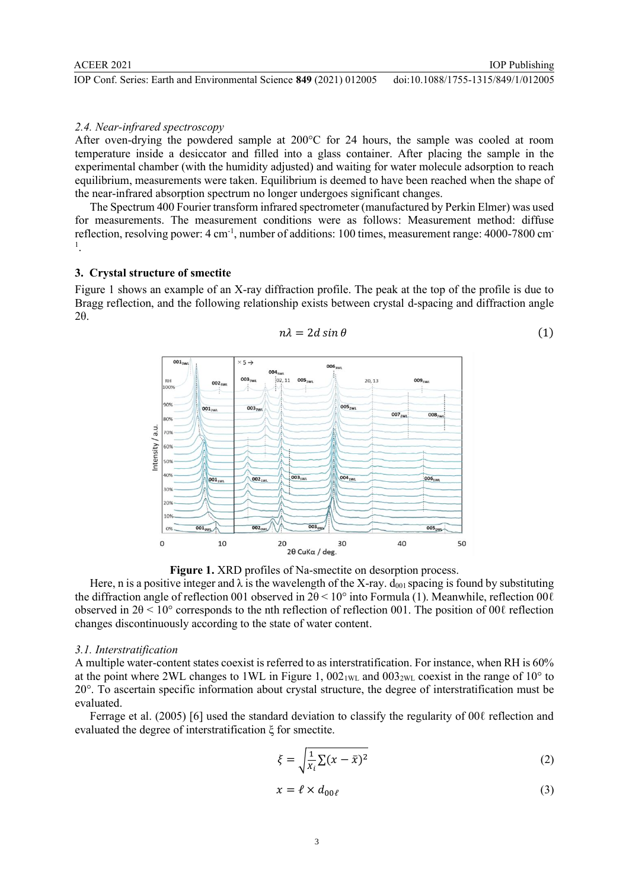*2.4. Near-infrared spectroscopy*

After oven-drying the powdered sample at 200°C for 24 hours, the sample was cooled at room temperature inside a desiccator and filled into a glass container. After placing the sample in the experimental chamber (with the humidity adjusted) and waiting for water molecule adsorption to reach equilibrium, measurements were taken. Equilibrium is deemed to have been reached when the shape of the near-infrared absorption spectrum no longer undergoes significant changes.

The Spectrum 400 Fourier transform infrared spectrometer (manufactured by Perkin Elmer) was used for measurements. The measurement conditions were as follows: Measurement method: diffuse reflection, resolving power: 4 $cm^{-1}$, number of additions: 100 times, measurement range: 4000-7800 $cm^{-1}$.

## 3. Crystal structure of smectite

Figure 1 shows an example of an X-ray diffraction profile. The peak at the top of the profile is due to Bragg reflection, and the following relationship exists between crystal d-spacing and diffraction angle 2θ.

$$n\lambda = 2d \sin\theta \tag{1}$$

**Figure 1.** XRD profiles of Na-smectite on desorption process.

Here, n is a positive integer and λ is the wavelength of the X-ray. $d_{001}$ spacing is found by substituting the diffraction angle of reflection 001 observed in 2θ < 10° into Formula (1). Meanwhile, reflection 00ℓ observed in 2θ < 10° corresponds to the nth reflection of reflection 001. The position of 00ℓ reflection changes discontinuously according to the state of water content.

*3.1. Interstratification*

A multiple water-content states coexist is referred to as interstratification. For instance, when RH is 60% at the point where 2WL changes to 1WL in Figure 1, $002_{1WL}$ and $003_{2WL}$ coexist in the range of 10° to 20°. To ascertain specific information about crystal structure, the degree of interstratification must be evaluated.

Ferrage et al. (2005) [6] used the standard deviation to classify the regularity of 00ℓ reflection and evaluated the degree of interstratification ξ for smectite.

$$\xi = \sqrt{\frac{1}{X_i}\sum(x-\bar{x})^2} \tag{2}$$

$$x = \ell \times d_{00\ell} \tag{3}$$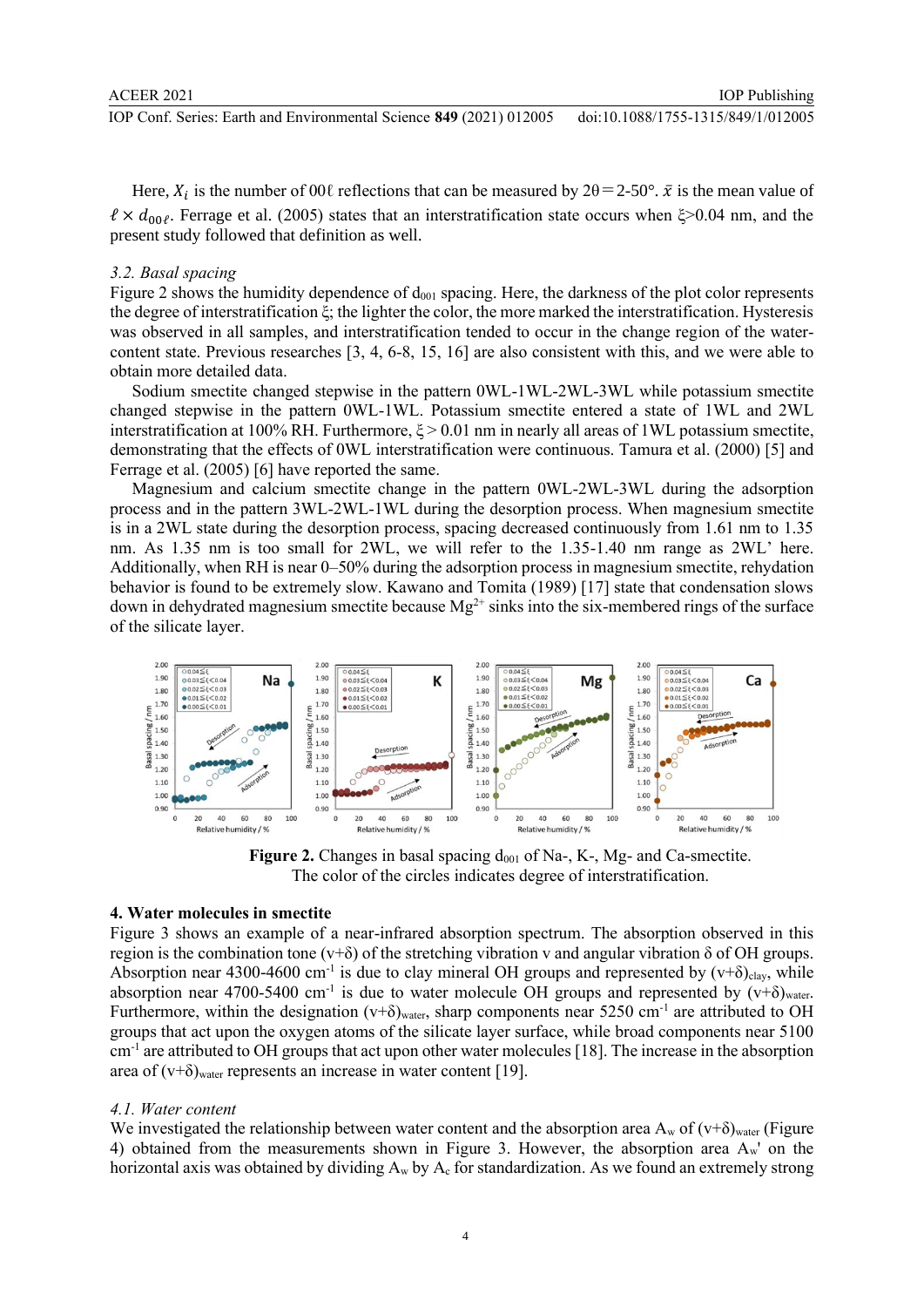Here, $X_i$ is the number of 00ℓ reflections that can be measured by 2θ = 2-50°. $\bar{x}$ is the mean value of $\ell \times d_{00\ell}$. Ferrage et al. (2005) states that an interstratification state occurs when ξ>0.04 nm, and the present study followed that definition as well.

### *3.2. Basal spacing*

Figure 2 shows the humidity dependence of $d_{001}$ spacing. Here, the darkness of the plot color represents the degree of interstratification ξ; the lighter the color, the more marked the interstratification. Hysteresis was observed in all samples, and interstratification tended to occur in the change region of the water-content state. Previous researches [3, 4, 6-8, 15, 16] are also consistent with this, and we were able to obtain more detailed data.

Sodium smectite changed stepwise in the pattern 0WL-1WL-2WL-3WL while potassium smectite changed stepwise in the pattern 0WL-1WL. Potassium smectite entered a state of 1WL and 2WL interstratification at 100% RH. Furthermore, ξ > 0.01 nm in nearly all areas of 1WL potassium smectite, demonstrating that the effects of 0WL interstratification were continuous. Tamura et al. (2000) [5] and Ferrage et al. (2005) [6] have reported the same.

Magnesium and calcium smectite change in the pattern 0WL-2WL-3WL during the adsorption process and in the pattern 3WL-2WL-1WL during the desorption process. When magnesium smectite is in a 2WL state during the desorption process, spacing decreased continuously from 1.61 nm to 1.35 nm. As 1.35 nm is too small for 2WL, we will refer to the 1.35-1.40 nm range as 2WL' here. Additionally, when RH is near 0–50% during the adsorption process in magnesium smectite, rehydration behavior is found to be extremely slow. Kawano and Tomita (1989) [17] state that condensation slows down in dehydrated magnesium smectite because $Mg^{2+}$ sinks into the six-membered rings of the surface of the silicate layer.

**Figure 2.** Changes in basal spacing $d_{001}$ of Na-, K-, Mg- and Ca-smectite. The color of the circles indicates degree of interstratification.

## 4. Water molecules in smectite

Figure 3 shows an example of a near-infrared absorption spectrum. The absorption observed in this region is the combination tone (ν+δ) of the stretching vibration ν and angular vibration δ of OH groups. Absorption near 4300-4600 cm$^{-1}$ is due to clay mineral OH groups and represented by $(\nu+\delta)_{clay}$, while absorption near 4700-5400 cm$^{-1}$ is due to water molecule OH groups and represented by $(\nu+\delta)_{water}$. Furthermore, within the designation $(\nu+\delta)_{water}$, sharp components near 5250 cm$^{-1}$ are attributed to OH groups that act upon the oxygen atoms of the silicate layer surface, while broad components near 5100 cm$^{-1}$ are attributed to OH groups that act upon other water molecules [18]. The increase in the absorption area of $(\nu+\delta)_{water}$ represents an increase in water content [19].

### *4.1. Water content*

We investigated the relationship between water content and the absorption area $A_w$ of $(\nu+\delta)_{water}$ (Figure 4) obtained from the measurements shown in Figure 3. However, the absorption area $A_w'$ on the horizontal axis was obtained by dividing $A_w$ by $A_c$ for standardization. As we found an extremely strong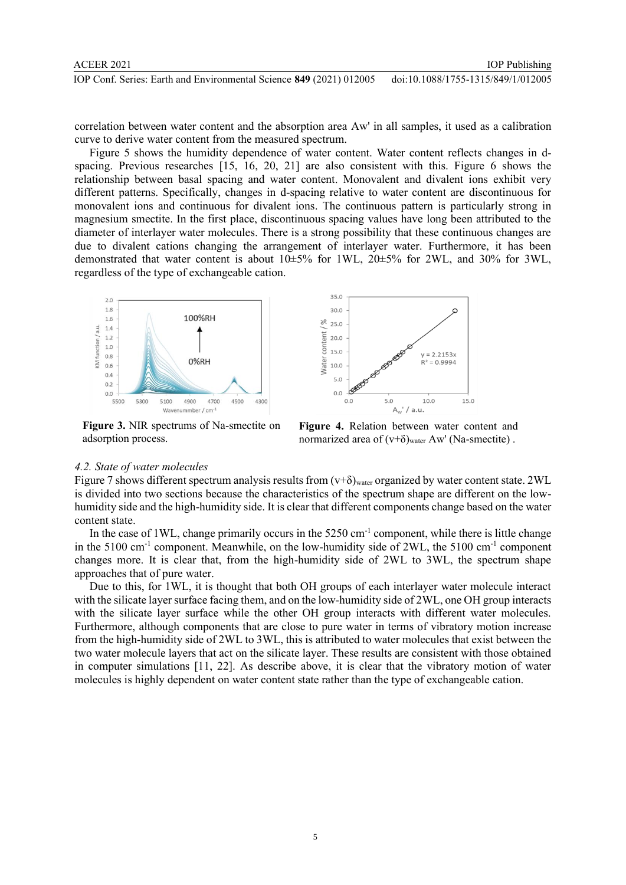correlation between water content and the absorption area Aw' in all samples, it used as a calibration curve to derive water content from the measured spectrum.

Figure 5 shows the humidity dependence of water content. Water content reflects changes in d-spacing. Previous researches [15, 16, 20, 21] are also consistent with this. Figure 6 shows the relationship between basal spacing and water content. Monovalent and divalent ions exhibit very different patterns. Specifically, changes in d-spacing relative to water content are discontinuous for monovalent ions and continuous for divalent ions. The continuous pattern is particularly strong in magnesium smectite. In the first place, discontinuous spacing values have long been attributed to the diameter of interlayer water molecules. There is a strong possibility that these continuous changes are due to divalent cations changing the arrangement of interlayer water. Furthermore, it has been demonstrated that water content is about 10±5% for 1WL, 20±5% for 2WL, and 30% for 3WL, regardless of the type of exchangeable cation.

**Figure 3.** NIR spectrums of Na-smectite on adsorption process.

**Figure 4.** Relation between water content and normarized area of $(\nu+\delta)_{water}$ Aw' (Na-smectite) .

### *4.2. State of water molecules*

Figure 7 shows different spectrum analysis results from $(\nu+\delta)_{water}$ organized by water content state. 2WL is divided into two sections because the characteristics of the spectrum shape are different on the low-humidity side and the high-humidity side. It is clear that different components change based on the water content state.

In the case of 1WL, change primarily occurs in the 5250 $cm^{-1}$ component, while there is little change in the 5100 $cm^{-1}$ component. Meanwhile, on the low-humidity side of 2WL, the 5100 $cm^{-1}$ component changes more. It is clear that, from the high-humidity side of 2WL to 3WL, the spectrum shape approaches that of pure water.

Due to this, for 1WL, it is thought that both OH groups of each interlayer water molecule interact with the silicate layer surface facing them, and on the low-humidity side of 2WL, one OH group interacts with the silicate layer surface while the other OH group interacts with different water molecules. Furthermore, although components that are close to pure water in terms of vibratory motion increase from the high-humidity side of 2WL to 3WL, this is attributed to water molecules that exist between the two water molecule layers that act on the silicate layer. These results are consistent with those obtained in computer simulations [11, 22]. As describe above, it is clear that the vibratory motion of water molecules is highly dependent on water content state rather than the type of exchangeable cation.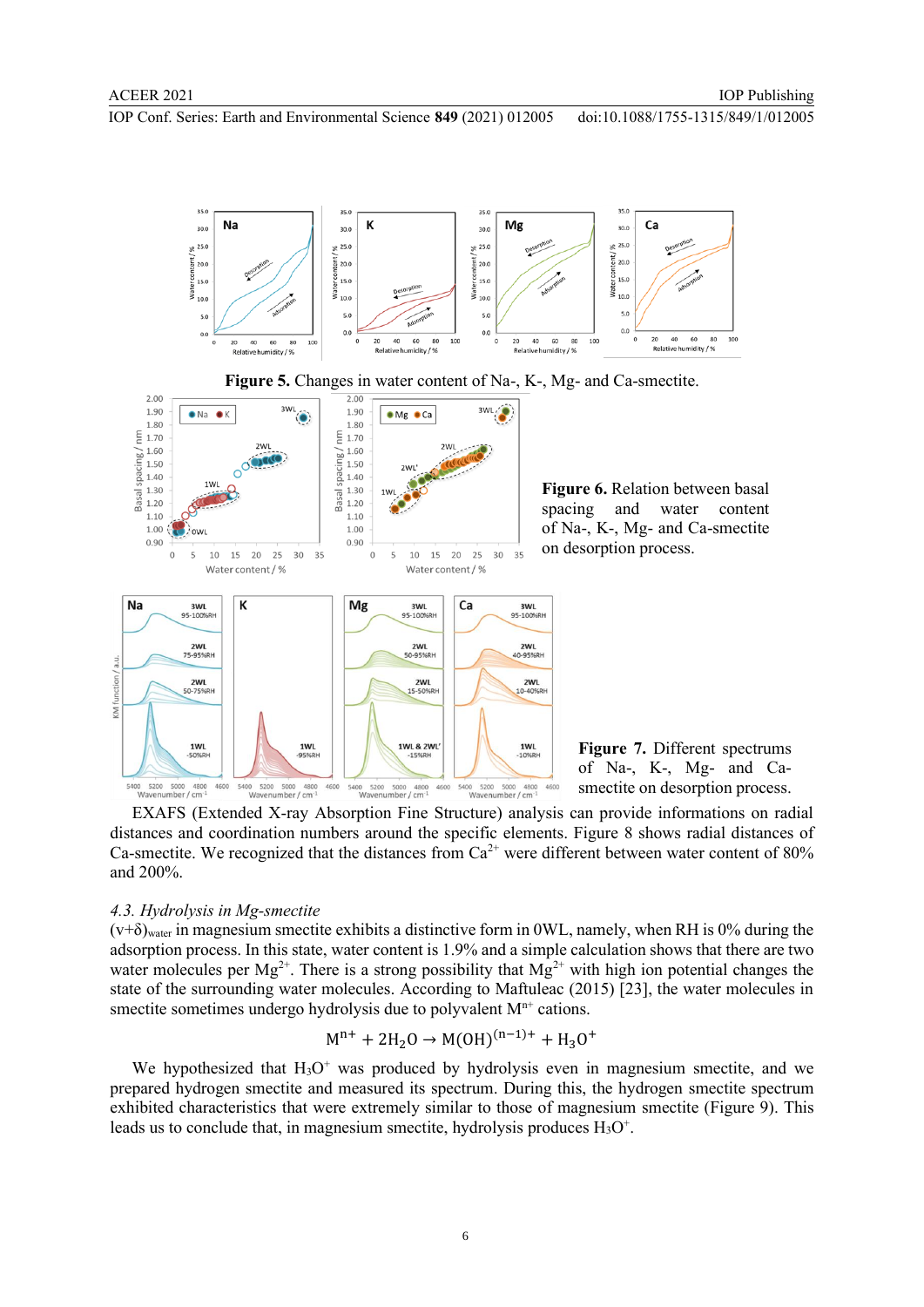**Figure 5.** Changes in water content of Na-, K-, Mg- and Ca-smectite.

**Figure 6.** Relation between basal spacing and water content of Na-, K-, Mg- and Ca-smectite on desorption process.

**Figure 7.** Different spectrums of Na-, K-, Mg- and Ca-smectite on desorption process.

EXAFS (Extended X-ray Absorption Fine Structure) analysis can provide informations on radial distances and coordination numbers around the specific elements. Figure 8 shows radial distances of Ca-smectite. We recognized that the distances from $Ca^{2+}$ were different between water content of 80% and 200%.

### *4.3. Hydrolysis in Mg-smectite*

$(\nu+\delta)_{water}$ in magnesium smectite exhibits a distinctive form in 0WL, namely, when RH is 0% during the adsorption process. In this state, water content is 1.9% and a simple calculation shows that there are two water molecules per $Mg^{2+}$. There is a strong possibility that $Mg^{2+}$ with high ion potential changes the state of the surrounding water molecules. According to Maftuleac (2015) [23], the water molecules in smectite sometimes undergo hydrolysis due to polyvalent $M^{n+}$ cations.

$$M^{n+} + 2H_2O \rightarrow M(OH)^{(n-1)+} + H_3O^+$$

We hypothesized that $H_3O^+$ was produced by hydrolysis even in magnesium smectite, and we prepared hydrogen smectite and measured its spectrum. During this, the hydrogen smectite spectrum exhibited characteristics that were extremely similar to those of magnesium smectite (Figure 9). This leads us to conclude that, in magnesium smectite, hydrolysis produces $H_3O^+$.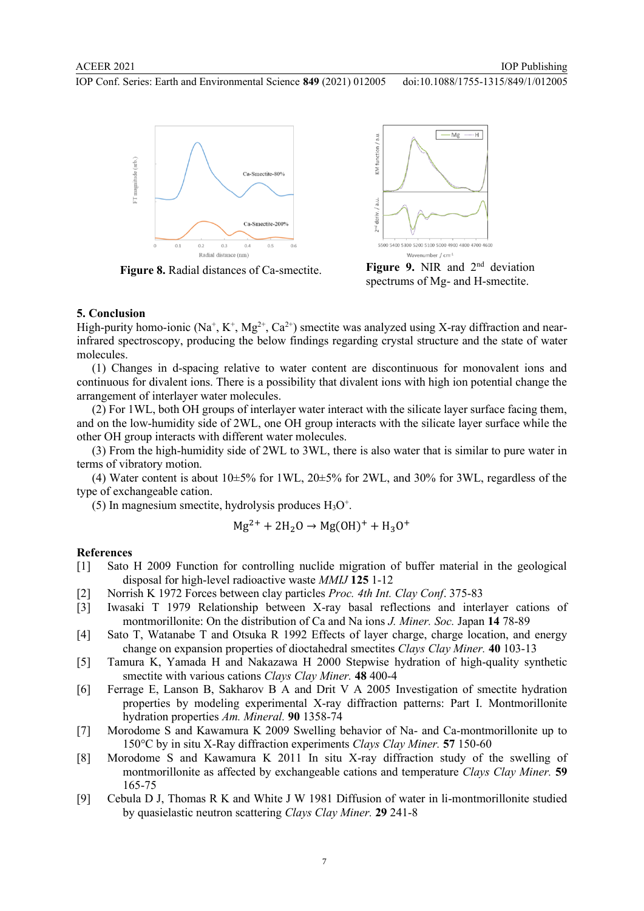Figure 8. Radial distances of Ca-smectite.

Figure 9. NIR and 2nd deviation spectrums of Mg- and H-smectite.

## 5. Conclusion

High-purity homo-ionic ($Na^+$, $K^+$, $Mg^{2+}$, $Ca^{2+}$) smectite was analyzed using X-ray diffraction and near-infrared spectroscopy, producing the below findings regarding crystal structure and the state of water molecules.

(1) Changes in d-spacing relative to water content are discontinuous for monovalent ions and continuous for divalent ions. There is a possibility that divalent ions with high ion potential change the arrangement of interlayer water molecules.

(2) For 1WL, both OH groups of interlayer water interact with the silicate layer surface facing them, and on the low-humidity side of 2WL, one OH group interacts with the silicate layer surface while the other OH group interacts with different water molecules.

(3) From the high-humidity side of 2WL to 3WL, there is also water that is similar to pure water in terms of vibratory motion.

(4) Water content is about 10±5% for 1WL, 20±5% for 2WL, and 30% for 3WL, regardless of the type of exchangeable cation.

(5) In magnesium smectite, hydrolysis produces $H_3O^+$.

$$Mg^{2+} + 2H_2O \rightarrow Mg(OH)^+ + H_3O^+$$

## References

[1] Sato H 2009 Function for controlling nuclide migration of buffer material in the geological disposal for high-level radioactive waste *MMIJ* **125** 1-12

[2] Norrish K 1972 Forces between clay particles *Proc. 4th Int. Clay Conf.* 375-83

[3] Iwasaki T 1979 Relationship between X-ray basal reflections and interlayer cations of montmorillonite: On the distribution of Ca and Na ions *J. Miner. Soc.* Japan **14** 78-89

[4] Sato T, Watanabe T and Otsuka R 1992 Effects of layer charge, charge location, and energy change on expansion properties of dioctahedral smectites *Clays Clay Miner.* **40** 103-13

[5] Tamura K, Yamada H and Nakazawa H 2000 Stepwise hydration of high-quality synthetic smectite with various cations *Clays Clay Miner.* **48** 400-4

[6] Ferrage E, Lanson B, Sakharov B A and Drit V A 2005 Investigation of smectite hydration properties by modeling experimental X-ray diffraction patterns: Part I. Montmorillonite hydration properties *Am. Mineral.* **90** 1358-74

[7] Morodome S and Kawamura K 2009 Swelling behavior of Na- and Ca-montmorillonite up to 150°C by in situ X-Ray diffraction experiments *Clays Clay Miner.* **57** 150-60

[8] Morodome S and Kawamura K 2011 In situ X-ray diffraction study of the swelling of montmorillonite as affected by exchangeable cations and temperature *Clays Clay Miner.* **59** 165-75

[9] Cebula D J, Thomas R K and White J W 1981 Diffusion of water in li-montmorillonite studied by quasielastic neutron scattering *Clays Clay Miner.* **29** 241-8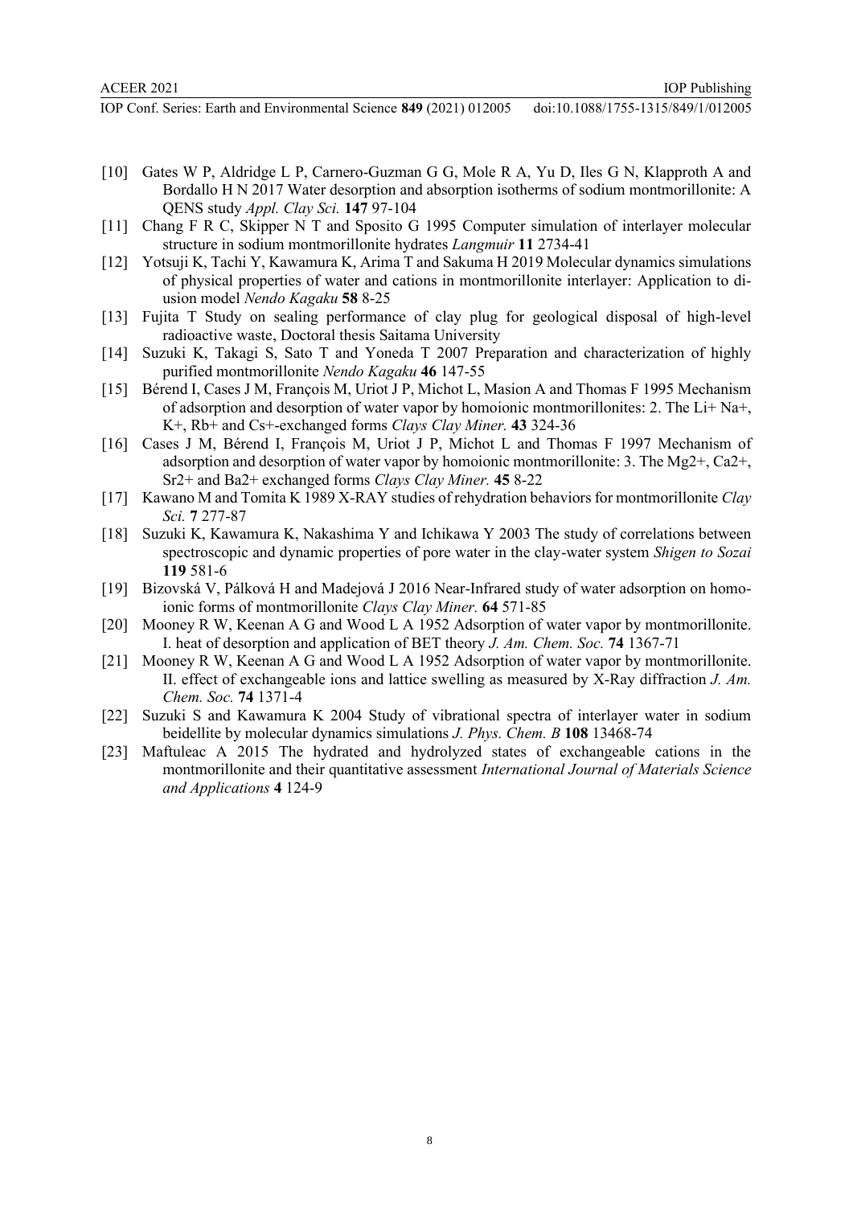[10] Gates W P, Aldridge L P, Carnero-Guzman G G, Mole R A, Yu D, Iles G N, Klapproth A and Bordallo H N 2017 Water desorption and absorption isotherms of sodium montmorillonite: A QENS study *Appl. Clay Sci.* **147** 97-104

[11] Chang F R C, Skipper N T and Sposito G 1995 Computer simulation of interlayer molecular structure in sodium montmorillonite hydrates *Langmuir* **11** 2734-41

[12] Yotsuji K, Tachi Y, Kawamura K, Arima T and Sakuma H 2019 Molecular dynamics simulations of physical properties of water and cations in montmorillonite interlayer: Application to di-usion model *Nendo Kagaku* **58** 8-25

[13] Fujita T Study on sealing performance of clay plug for geological disposal of high-level radioactive waste, Doctoral thesis Saitama University

[14] Suzuki K, Takagi S, Sato T and Yoneda T 2007 Preparation and characterization of highly purified montmorillonite *Nendo Kagaku* **46** 147-55

[15] Bérend I, Cases J M, François M, Uriot J P, Michot L, Masion A and Thomas F 1995 Mechanism of adsorption and desorption of water vapor by homoionic montmorillonites: 2. The Li+ Na+, K+, Rb+ and Cs+-exchanged forms *Clays Clay Miner.* **43** 324-36

[16] Cases J M, Bérend I, François M, Uriot J P, Michot L and Thomas F 1997 Mechanism of adsorption and desorption of water vapor by homoionic montmorillonite: 3. The Mg2+, Ca2+, Sr2+ and Ba2+ exchanged forms *Clays Clay Miner.* **45** 8-22

[17] Kawano M and Tomita K 1989 X-RAY studies of rehydration behaviors for montmorillonite *Clay Sci.* **7** 277-87

[18] Suzuki K, Kawamura K, Nakashima Y and Ichikawa Y 2003 The study of correlations between spectroscopic and dynamic properties of pore water in the clay-water system *Shigen to Sozai* **119** 581-6

[19] Bizovská V, Pálková H and Madejová J 2016 Near-Infrared study of water adsorption on homo-ionic forms of montmorillonite *Clays Clay Miner.* **64** 571-85

[20] Mooney R W, Keenan A G and Wood L A 1952 Adsorption of water vapor by montmorillonite. I. heat of desorption and application of BET theory *J. Am. Chem. Soc.* **74** 1367-71

[21] Mooney R W, Keenan A G and Wood L A 1952 Adsorption of water vapor by montmorillonite. II. effect of exchangeable ions and lattice swelling as measured by X-Ray diffraction *J. Am. Chem. Soc.* **74** 1371-4

[22] Suzuki S and Kawamura K 2004 Study of vibrational spectra of interlayer water in sodium beidellite by molecular dynamics simulations *J. Phys. Chem. B* **108** 13468-74

[23] Maftuleac A 2015 The hydrated and hydrolyzed states of exchangeable cations in the montmorillonite and their quantitative assessment *International Journal of Materials Science and Applications* **4** 124-9